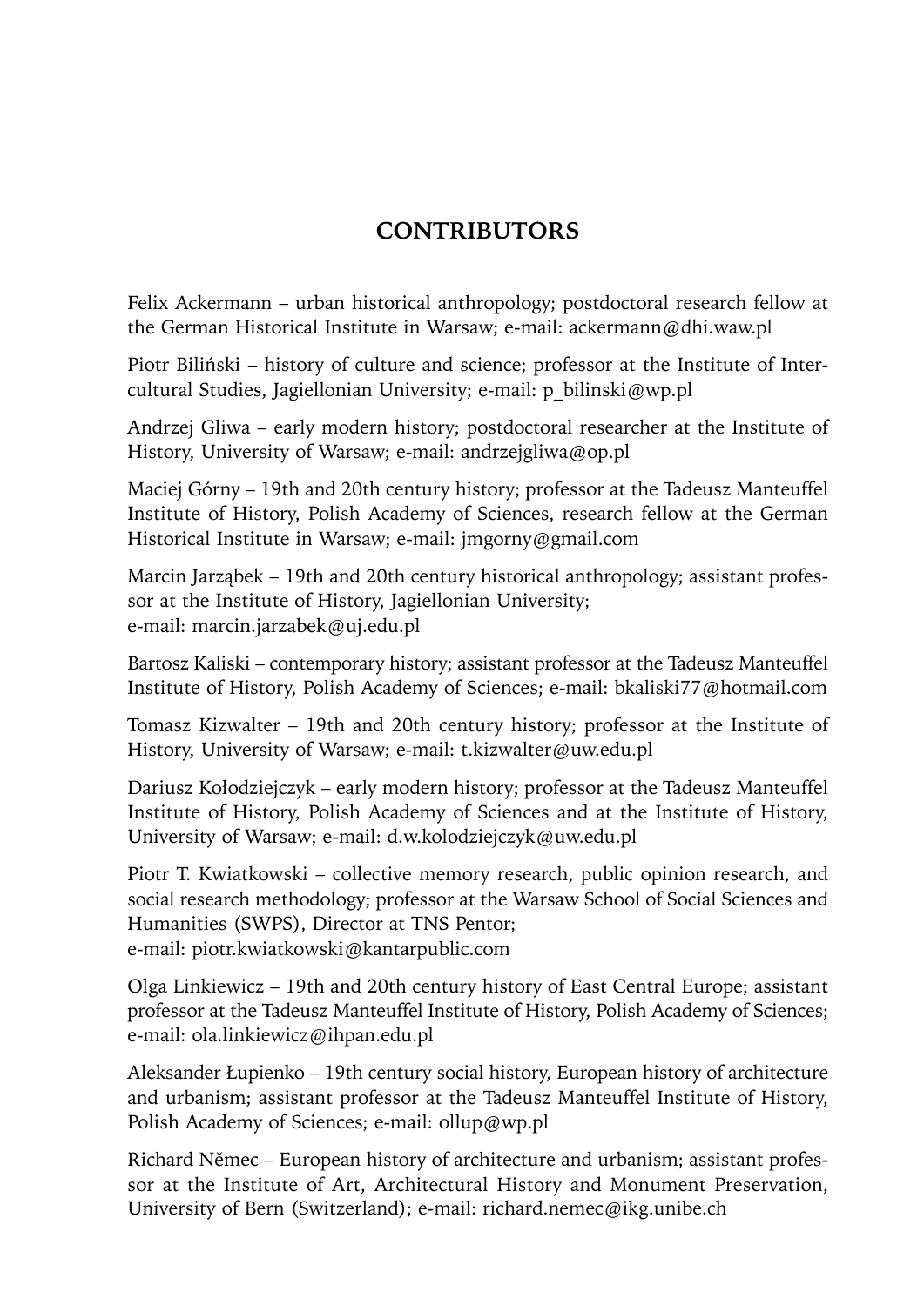# CONTRIBUTORS

Felix Ackermann – urban historical anthropology; postdoctoral research fellow at the German Historical Institute in Warsaw; e-mail: ackermann@dhi.waw.pl

Piotr Biliński – history of culture and science; professor at the Institute of Intercultural Studies, Jagiellonian University; e-mail: p_bilinski@wp.pl

Andrzej Gliwa – early modern history; postdoctoral researcher at the Institute of History, University of Warsaw; e-mail: andrzejgliwa@op.pl

Maciej Górny – 19th and 20th century history; professor at the Tadeusz Manteuffel Institute of History, Polish Academy of Sciences, research fellow at the German Historical Institute in Warsaw; e-mail: jmgorny@gmail.com

Marcin Jarząbek – 19th and 20th century historical anthropology; assistant professor at the Institute of History, Jagiellonian University; e-mail: marcin.jarzabek@uj.edu.pl

Bartosz Kaliski – contemporary history; assistant professor at the Tadeusz Manteuffel Institute of History, Polish Academy of Sciences; e-mail: bkaliski77@hotmail.com

Tomasz Kizwalter – 19th and 20th century history; professor at the Institute of History, University of Warsaw; e-mail: t.kizwalter@uw.edu.pl

Dariusz Kołodziejczyk – early modern history; professor at the Tadeusz Manteuffel Institute of History, Polish Academy of Sciences and at the Institute of History, University of Warsaw; e-mail: d.w.kolodziejczyk@uw.edu.pl

Piotr T. Kwiatkowski – collective memory research, public opinion research, and social research methodology; professor at the Warsaw School of Social Sciences and Humanities (SWPS), Director at TNS Pentor; e-mail: piotr.kwiatkowski@kantarpublic.com

Olga Linkiewicz – 19th and 20th century history of East Central Europe; assistant professor at the Tadeusz Manteuffel Institute of History, Polish Academy of Sciences; e-mail: ola.linkiewicz@ihpan.edu.pl

Aleksander Łupienko – 19th century social history, European history of architecture and urbanism; assistant professor at the Tadeusz Manteuffel Institute of History, Polish Academy of Sciences; e-mail: ollup@wp.pl

Richard Němec – European history of architecture and urbanism; assistant professor at the Institute of Art, Architectural History and Monument Preservation, University of Bern (Switzerland); e-mail: richard.nemec@ikg.unibe.ch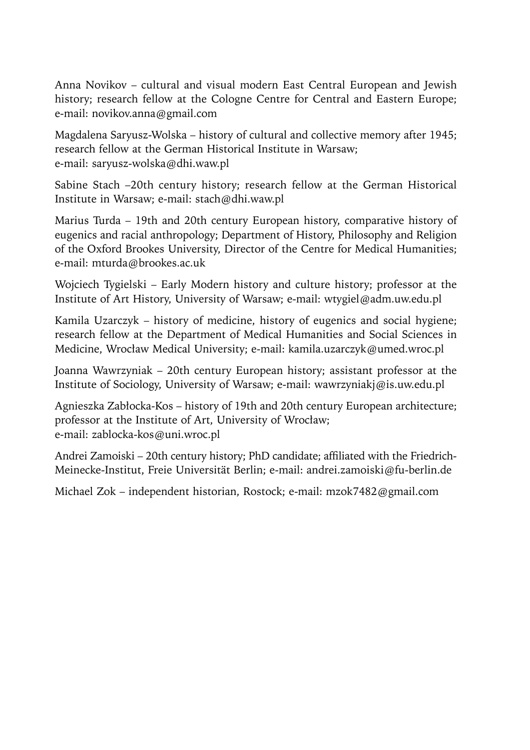Anna Novikov – cultural and visual modern East Central European and Jewish history; research fellow at the Cologne Centre for Central and Eastern Europe; e-mail: novikov.anna@gmail.com

Magdalena Saryusz-Wolska – history of cultural and collective memory after 1945; research fellow at the German Historical Institute in Warsaw; e-mail: saryusz-wolska@dhi.waw.pl

Sabine Stach –20th century history; research fellow at the German Historical Institute in Warsaw; e-mail: stach@dhi.waw.pl

Marius Turda – 19th and 20th century European history, comparative history of eugenics and racial anthropology; Department of History, Philosophy and Religion of the Oxford Brookes University, Director of the Centre for Medical Humanities; e-mail: mturda@brookes.ac.uk

Wojciech Tygielski – Early Modern history and culture history; professor at the Institute of Art History, University of Warsaw; e-mail: wtygiel@adm.uw.edu.pl

Kamila Uzarczyk – history of medicine, history of eugenics and social hygiene; research fellow at the Department of Medical Humanities and Social Sciences in Medicine, Wrocław Medical University; e-mail: kamila.uzarczyk@umed.wroc.pl

Joanna Wawrzyniak – 20th century European history; assistant professor at the Institute of Sociology, University of Warsaw; e-mail: wawrzyniakj@is.uw.edu.pl

Agnieszka Zabłocka-Kos – history of 19th and 20th century European architecture; professor at the Institute of Art, University of Wrocław; e-mail: zablocka-kos@uni.wroc.pl

Andrei Zamoiski – 20th century history; PhD candidate; affiliated with the Friedrich-Meinecke-Institut, Freie Universität Berlin; e-mail: andrei.zamoiski@fu-berlin.de

Michael Zok – independent historian, Rostock; e-mail: mzok7482@gmail.com